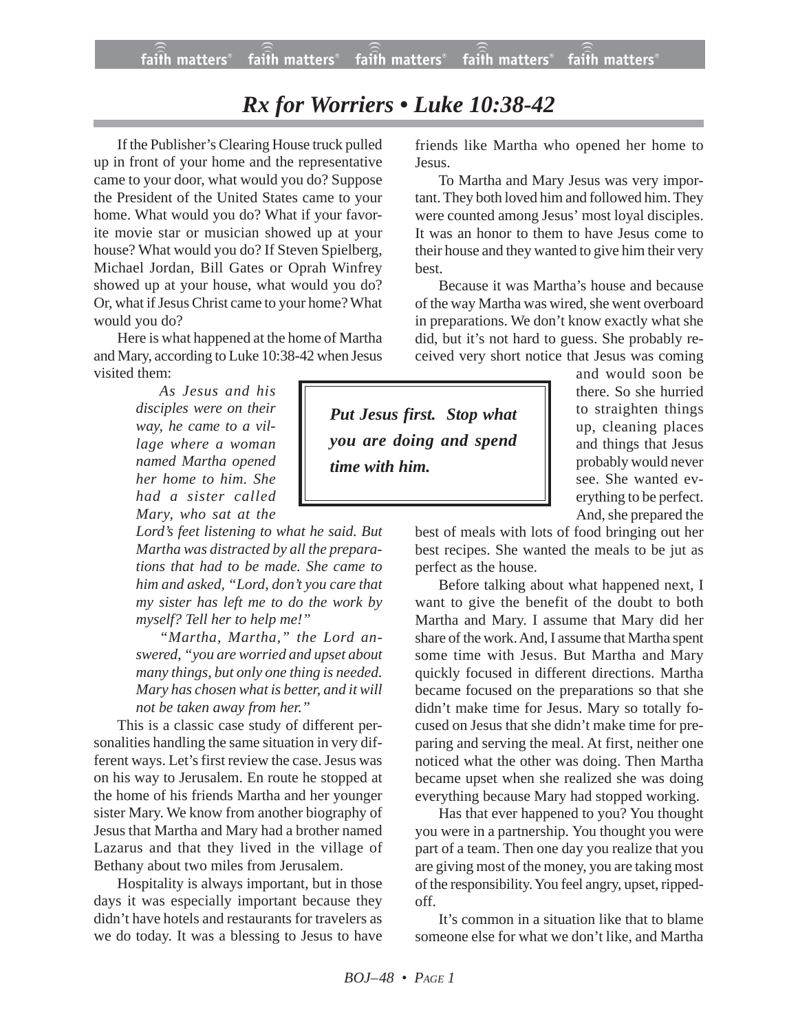# *Rx for Worriers • Luke 10:38-42*

If the Publisher's Clearing House truck pulled up in front of your home and the representative came to your door, what would you do? Suppose the President of the United States came to your home. What would you do? What if your favorite movie star or musician showed up at your house? What would you do? If Steven Spielberg, Michael Jordan, Bill Gates or Oprah Winfrey showed up at your house, what would you do? Or, what if Jesus Christ came to your home? What would you do?

Here is what happened at the home of Martha and Mary, according to Luke 10:38-42 when Jesus visited them:

> *As Jesus and his disciples were on their way, he came to a village where a woman named Martha opened her home to him. She had a sister called Mary, who sat at the Lord's feet listening to what he said. But Martha was distracted by all the preparations that had to be made. She came to him and asked, "Lord, don't you care that my sister has left me to do the work by myself? Tell her to help me!"*
>
> *"Martha, Martha," the Lord answered, "you are worried and upset about many things, but only one thing is needed. Mary has chosen what is better, and it will not be taken away from her."*

This is a classic case study of different personalities handling the same situation in very different ways. Let's first review the case. Jesus was on his way to Jerusalem. En route he stopped at the home of his friends Martha and her younger sister Mary. We know from another biography of Jesus that Martha and Mary had a brother named Lazarus and that they lived in the village of Bethany about two miles from Jerusalem.

Hospitality is always important, but in those days it was especially important because they didn't have hotels and restaurants for travelers as we do today. It was a blessing to Jesus to have friends like Martha who opened her home to Jesus.

To Martha and Mary Jesus was very important. They both loved him and followed him. They were counted among Jesus' most loyal disciples. It was an honor to them to have Jesus come to their house and they wanted to give him their very best.

Because it was Martha's house and because of the way Martha was wired, she went overboard in preparations. We don't know exactly what she did, but it's not hard to guess. She probably received very short notice that Jesus was coming and would soon be there. So she hurried to straighten things up, cleaning places and things that Jesus probably would never see. She wanted everything to be perfect. And, she prepared the best of meals with lots of food bringing out her best recipes. She wanted the meals to be jut as perfect as the house.

> ***Put Jesus first. Stop what you are doing and spend time with him.***

Before talking about what happened next, I want to give the benefit of the doubt to both Martha and Mary. I assume that Mary did her share of the work. And, I assume that Martha spent some time with Jesus. But Martha and Mary quickly focused in different directions. Martha became focused on the preparations so that she didn't make time for Jesus. Mary so totally focused on Jesus that she didn't make time for preparing and serving the meal. At first, neither one noticed what the other was doing. Then Martha became upset when she realized she was doing everything because Mary had stopped working.

Has that ever happened to you? You thought you were in a partnership. You thought you were part of a team. Then one day you realize that you are giving most of the money, you are taking most of the responsibility. You feel angry, upset, ripped-off.

It's common in a situation like that to blame someone else for what we don't like, and Martha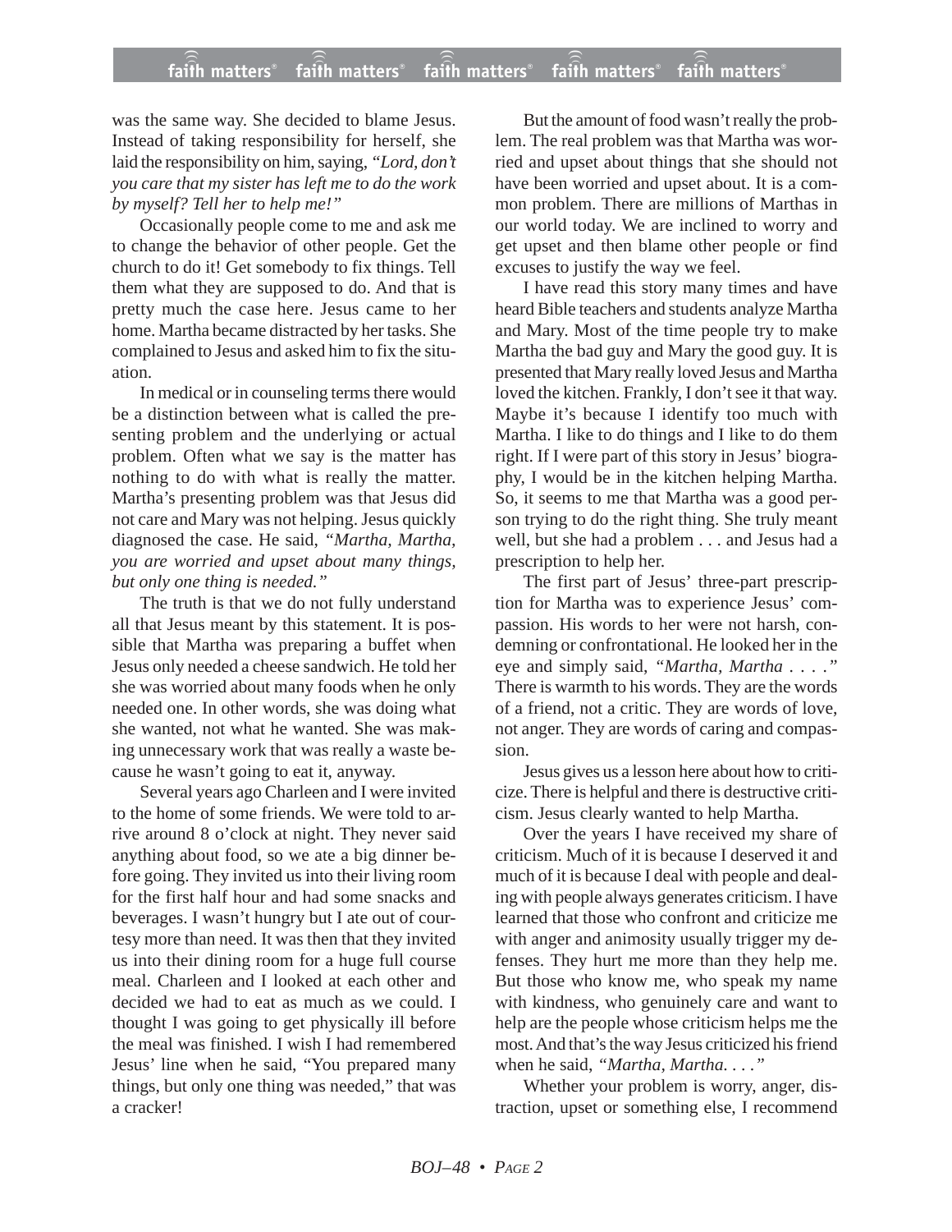was the same way. She decided to blame Jesus. Instead of taking responsibility for herself, she laid the responsibility on him, saying, "*Lord, don't you care that my sister has left me to do the work by myself? Tell her to help me!"*

Occasionally people come to me and ask me to change the behavior of other people. Get the church to do it! Get somebody to fix things. Tell them what they are supposed to do. And that is pretty much the case here. Jesus came to her home. Martha became distracted by her tasks. She complained to Jesus and asked him to fix the situation.

In medical or in counseling terms there would be a distinction between what is called the presenting problem and the underlying or actual problem. Often what we say is the matter has nothing to do with what is really the matter. Martha's presenting problem was that Jesus did not care and Mary was not helping. Jesus quickly diagnosed the case. He said, *"Martha, Martha, you are worried and upset about many things, but only one thing is needed."*

The truth is that we do not fully understand all that Jesus meant by this statement. It is possible that Martha was preparing a buffet when Jesus only needed a cheese sandwich. He told her she was worried about many foods when he only needed one. In other words, she was doing what she wanted, not what he wanted. She was making unnecessary work that was really a waste because he wasn't going to eat it, anyway.

Several years ago Charleen and I were invited to the home of some friends. We were told to arrive around 8 o'clock at night. They never said anything about food, so we ate a big dinner before going. They invited us into their living room for the first half hour and had some snacks and beverages. I wasn't hungry but I ate out of courtesy more than need. It was then that they invited us into their dining room for a huge full course meal. Charleen and I looked at each other and decided we had to eat as much as we could. I thought I was going to get physically ill before the meal was finished. I wish I had remembered Jesus' line when he said, "You prepared many things, but only one thing was needed," that was a cracker!

But the amount of food wasn't really the problem. The real problem was that Martha was worried and upset about things that she should not have been worried and upset about. It is a common problem. There are millions of Marthas in our world today. We are inclined to worry and get upset and then blame other people or find excuses to justify the way we feel.

I have read this story many times and have heard Bible teachers and students analyze Martha and Mary. Most of the time people try to make Martha the bad guy and Mary the good guy. It is presented that Mary really loved Jesus and Martha loved the kitchen. Frankly, I don't see it that way. Maybe it's because I identify too much with Martha. I like to do things and I like to do them right. If I were part of this story in Jesus' biography, I would be in the kitchen helping Martha. So, it seems to me that Martha was a good person trying to do the right thing. She truly meant well, but she had a problem . . . and Jesus had a prescription to help her.

The first part of Jesus' three-part prescription for Martha was to experience Jesus' compassion. His words to her were not harsh, condemning or confrontational. He looked her in the eye and simply said, *"Martha, Martha . . . ."* There is warmth to his words. They are the words of a friend, not a critic. They are words of love, not anger. They are words of caring and compassion.

Jesus gives us a lesson here about how to criticize. There is helpful and there is destructive criticism. Jesus clearly wanted to help Martha.

Over the years I have received my share of criticism. Much of it is because I deserved it and much of it is because I deal with people and dealing with people always generates criticism. I have learned that those who confront and criticize me with anger and animosity usually trigger my defenses. They hurt me more than they help me. But those who know me, who speak my name with kindness, who genuinely care and want to help are the people whose criticism helps me the most. And that's the way Jesus criticized his friend when he said, *"Martha, Martha. . . ."*

Whether your problem is worry, anger, distraction, upset or something else, I recommend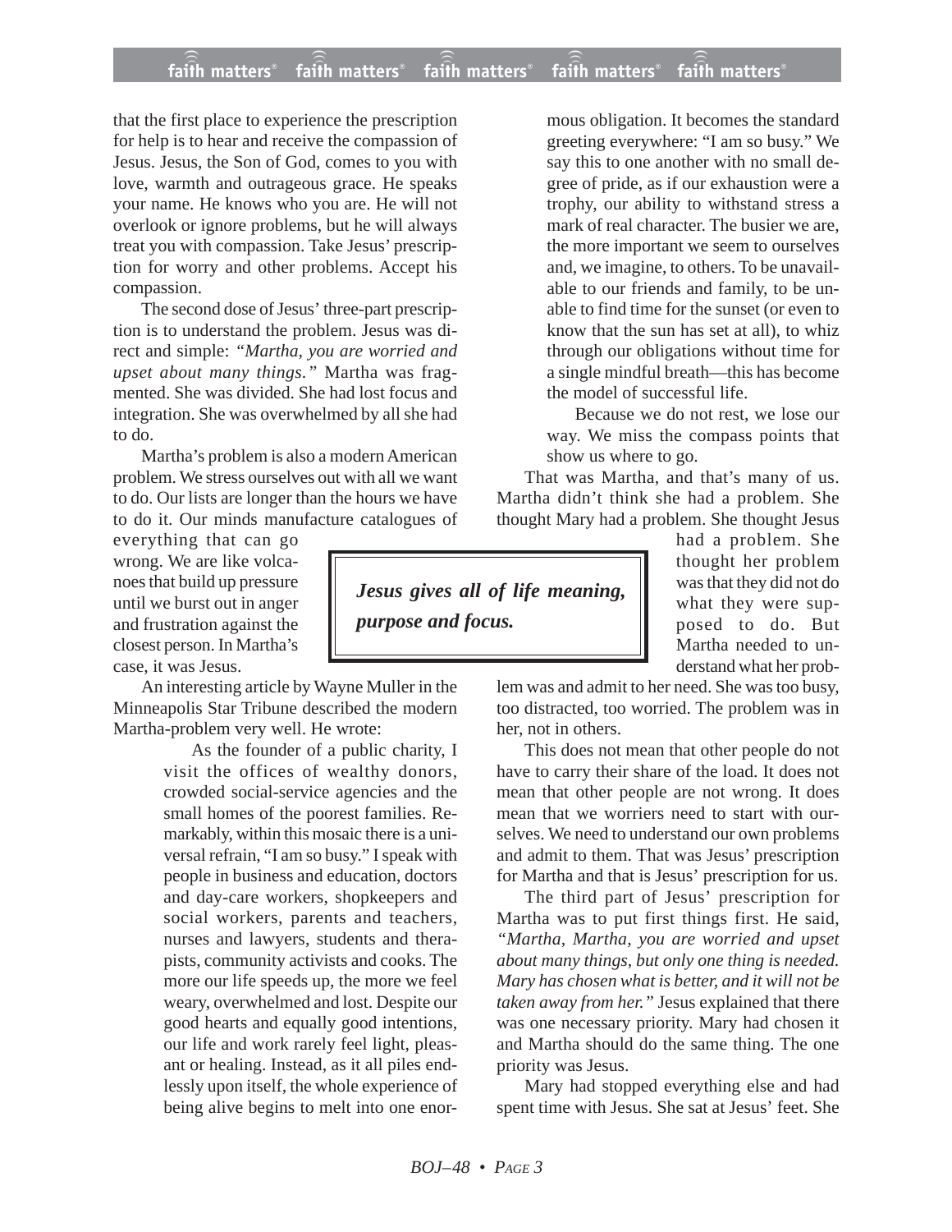that the first place to experience the prescription for help is to hear and receive the compassion of Jesus. Jesus, the Son of God, comes to you with love, warmth and outrageous grace. He speaks your name. He knows who you are. He will not overlook or ignore problems, but he will always treat you with compassion. Take Jesus' prescription for worry and other problems. Accept his compassion.

The second dose of Jesus' three-part prescription is to understand the problem. Jesus was direct and simple: *"Martha, you are worried and upset about many things."* Martha was fragmented. She was divided. She had lost focus and integration. She was overwhelmed by all she had to do.

Martha's problem is also a modern American problem. We stress ourselves out with all we want to do. Our lists are longer than the hours we have to do it. Our minds manufacture catalogues of everything that can go wrong. We are like volcanoes that build up pressure until we burst out in anger and frustration against the closest person. In Martha's case, it was Jesus.

An interesting article by Wayne Muller in the Minneapolis Star Tribune described the modern Martha-problem very well. He wrote:

> As the founder of a public charity, I visit the offices of wealthy donors, crowded social-service agencies and the small homes of the poorest families. Remarkably, within this mosaic there is a universal refrain, "I am so busy." I speak with people in business and education, doctors and day-care workers, shopkeepers and social workers, parents and teachers, nurses and lawyers, students and therapists, community activists and cooks. The more our life speeds up, the more we feel weary, overwhelmed and lost. Despite our good hearts and equally good intentions, our life and work rarely feel light, pleasant or healing. Instead, as it all piles endlessly upon itself, the whole experience of being alive begins to melt into one enormous obligation. It becomes the standard greeting everywhere: "I am so busy." We say this to one another with no small degree of pride, as if our exhaustion were a trophy, our ability to withstand stress a mark of real character. The busier we are, the more important we seem to ourselves and, we imagine, to others. To be unavailable to our friends and family, to be unable to find time for the sunset (or even to know that the sun has set at all), to whiz through our obligations without time for a single mindful breath—this has become the model of successful life.
>
> Because we do not rest, we lose our way. We miss the compass points that show us where to go.

That was Martha, and that's many of us. Martha didn't think she had a problem. She thought Mary had a problem. She thought Jesus had a problem. She thought her problem was that they did not do what they were supposed to do. But Martha needed to understand what her problem was and admit to her need. She was too busy, too distracted, too worried. The problem was in her, not in others.

> ***Jesus gives all of life meaning, purpose and focus.***

This does not mean that other people do not have to carry their share of the load. It does not mean that other people are not wrong. It does mean that we worriers need to start with ourselves. We need to understand our own problems and admit to them. That was Jesus' prescription for Martha and that is Jesus' prescription for us.

The third part of Jesus' prescription for Martha was to put first things first. He said, *"Martha, Martha, you are worried and upset about many things, but only one thing is needed. Mary has chosen what is better, and it will not be taken away from her."* Jesus explained that there was one necessary priority. Mary had chosen it and Martha should do the same thing. The one priority was Jesus.

Mary had stopped everything else and had spent time with Jesus. She sat at Jesus' feet. She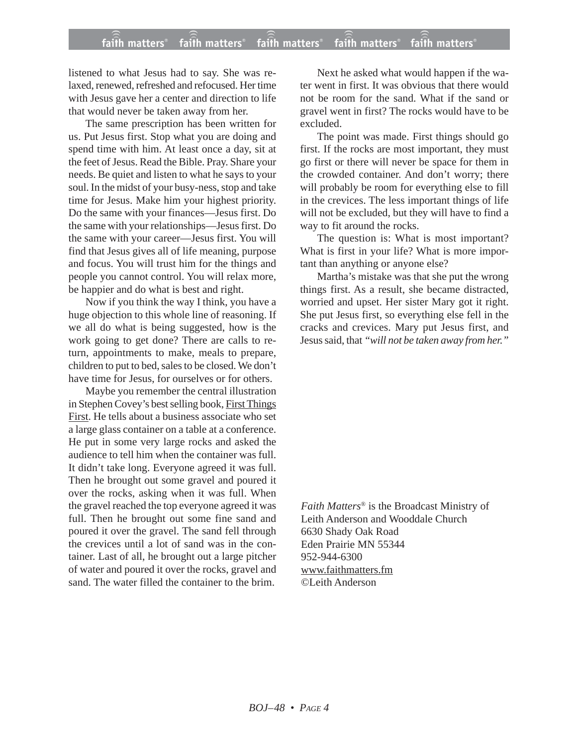listened to what Jesus had to say. She was relaxed, renewed, refreshed and refocused. Her time with Jesus gave her a center and direction to life that would never be taken away from her.

The same prescription has been written for us. Put Jesus first. Stop what you are doing and spend time with him. At least once a day, sit at the feet of Jesus. Read the Bible. Pray. Share your needs. Be quiet and listen to what he says to your soul. In the midst of your busy-ness, stop and take time for Jesus. Make him your highest priority. Do the same with your finances—Jesus first. Do the same with your relationships—Jesus first. Do the same with your career—Jesus first. You will find that Jesus gives all of life meaning, purpose and focus. You will trust him for the things and people you cannot control. You will relax more, be happier and do what is best and right.

Now if you think the way I think, you have a huge objection to this whole line of reasoning. If we all do what is being suggested, how is the work going to get done? There are calls to return, appointments to make, meals to prepare, children to put to bed, sales to be closed. We don't have time for Jesus, for ourselves or for others.

Maybe you remember the central illustration in Stephen Covey's best selling book, First Things First. He tells about a business associate who set a large glass container on a table at a conference. He put in some very large rocks and asked the audience to tell him when the container was full. It didn't take long. Everyone agreed it was full. Then he brought out some gravel and poured it over the rocks, asking when it was full. When the gravel reached the top everyone agreed it was full. Then he brought out some fine sand and poured it over the gravel. The sand fell through the crevices until a lot of sand was in the container. Last of all, he brought out a large pitcher of water and poured it over the rocks, gravel and sand. The water filled the container to the brim.

Next he asked what would happen if the water went in first. It was obvious that there would not be room for the sand. What if the sand or gravel went in first? The rocks would have to be excluded.

The point was made. First things should go first. If the rocks are most important, they must go first or there will never be space for them in the crowded container. And don't worry; there will probably be room for everything else to fill in the crevices. The less important things of life will not be excluded, but they will have to find a way to fit around the rocks.

The question is: What is most important? What is first in your life? What is more important than anything or anyone else?

Martha's mistake was that she put the wrong things first. As a result, she became distracted, worried and upset. Her sister Mary got it right. She put Jesus first, so everything else fell in the cracks and crevices. Mary put Jesus first, and Jesus said, that *"will not be taken away from her."*

*Faith Matters*® is the Broadcast Ministry of
Leith Anderson and Wooddale Church
6630 Shady Oak Road
Eden Prairie MN 55344
952-944-6300
www.faithmatters.fm
©Leith Anderson